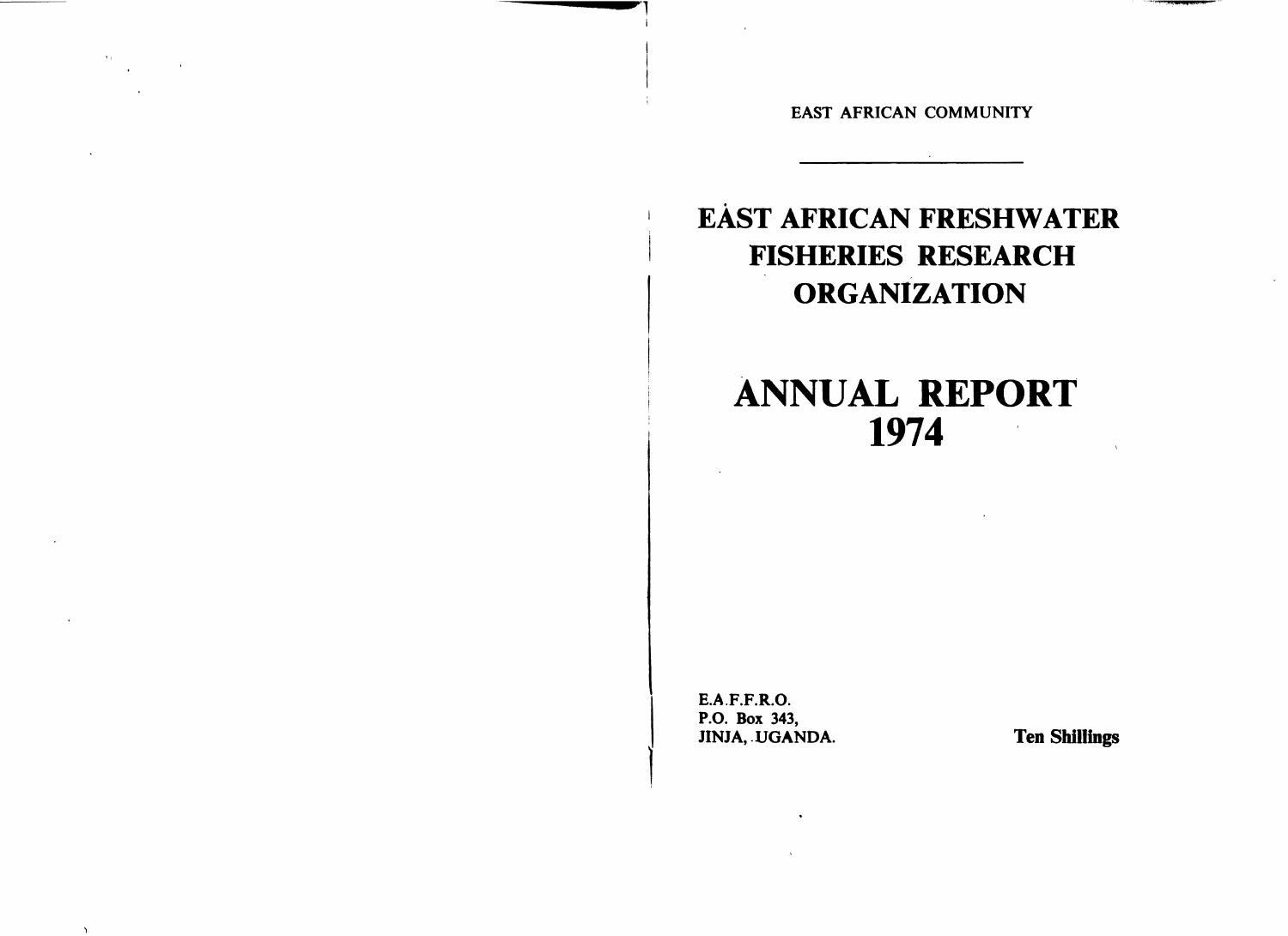EAST AFRICAN COMMUNITY

# EAST AFRICAN FRESHWATER FISHERIES RESEARCH ORGANIZATION

# ANNUAL REPORT 1974

E.A.F.F.R.O.
P.O. Box 343,
JINJA, UGANDA.

**Ten Shillings**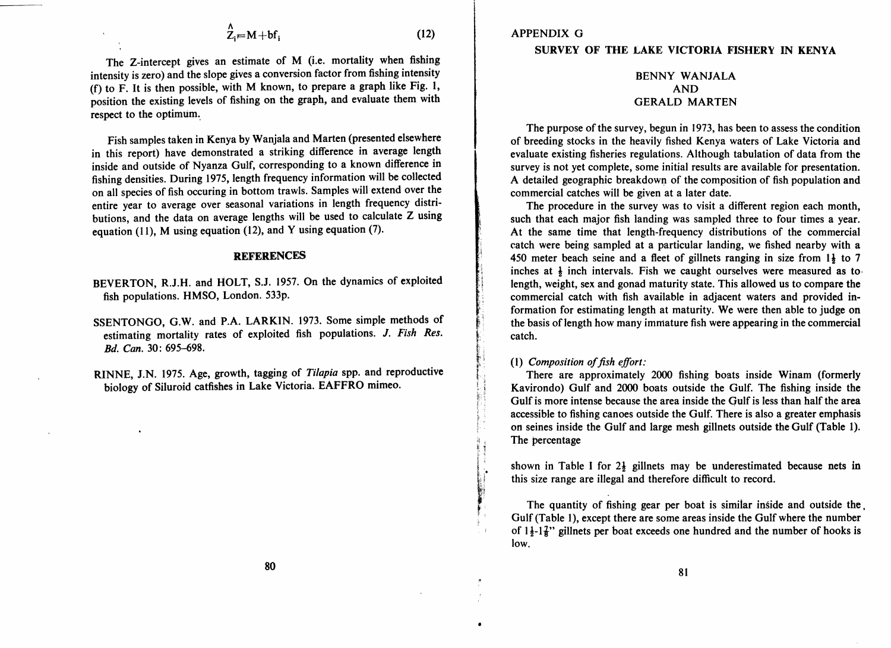$$\hat{Z}_i = M + bf_i \qquad (12)$$

The Z-intercept gives an estimate of M (i.e. mortality when fishing intensity is zero) and the slope gives a conversion factor from fishing intensity (f) to F. It is then possible, with M known, to prepare a graph like Fig. 1, position the existing levels of fishing on the graph, and evaluate them with respect to the optimum.

Fish samples taken in Kenya by Wanjala and Marten (presented elsewhere in this report) have demonstrated a striking difference in average length inside and outside of Nyanza Gulf, corresponding to a known difference in fishing densities. During 1975, length frequency information will be collected on all species of fish occuring in bottom trawls. Samples will extend over the entire year to average over seasonal variations in length frequency distributions, and the data on average lengths will be used to calculate Z using equation (11), M using equation (12), and Y using equation (7).

## REFERENCES

BEVERTON, R.J.H. and HOLT, S.J. 1957. On the dynamics of exploited fish populations. HMSO, London. 533p.

SSENTONGO, G.W. and P.A. LARKIN. 1973. Some simple methods of estimating mortality rates of exploited fish populations. *J. Fish Res. Bd. Can.* 30: 695–698.

RINNE, J.N. 1975. Age, growth, tagging of *Tilapia* spp. and reproductive biology of Siluroid catfishes in Lake Victoria. EAFFRO mimeo.

# APPENDIX G

## SURVEY OF THE LAKE VICTORIA FISHERY IN KENYA

BENNY WANJALA
AND
GERALD MARTEN

The purpose of the survey, begun in 1973, has been to assess the condition of breeding stocks in the heavily fished Kenya waters of Lake Victoria and evaluate existing fisheries regulations. Although tabulation of data from the survey is not yet complete, some initial results are available for presentation. A detailed geographic breakdown of the composition of fish population and commercial catches will be given at a later date.

The procedure in the survey was to visit a different region each month, such that each major fish landing was sampled three to four times a year. At the same time that length-frequency distributions of the commercial catch were being sampled at a particular landing, we fished nearby with a 450 meter beach seine and a fleet of gillnets ranging in size from 1½ to 7 inches at ½ inch intervals. Fish we caught ourselves were measured as to length, weight, sex and gonad maturity state. This allowed us to compare the commercial catch with fish available in adjacent waters and provided information for estimating length at maturity. We were then able to judge on the basis of length how many immature fish were appearing in the commercial catch.

### (1) *Composition of fish effort:*

There are approximately 2000 fishing boats inside Winam (formerly Kavirondo) Gulf and 2000 boats outside the Gulf. The fishing inside the Gulf is more intense because the area inside the Gulf is less than half the area accessible to fishing canoes outside the Gulf. There is also a greater emphasis on seines inside the Gulf and large mesh gillnets outside the Gulf (Table 1). The percentage

shown in Table I for 2½ gillnets may be underestimated because nets in this size range are illegal and therefore difficult to record.

The quantity of fishing gear per boat is similar inside and outside the Gulf (Table 1), except there are some areas inside the Gulf where the number of 1½-1⅞" gillnets per boat exceeds one hundred and the number of hooks is low.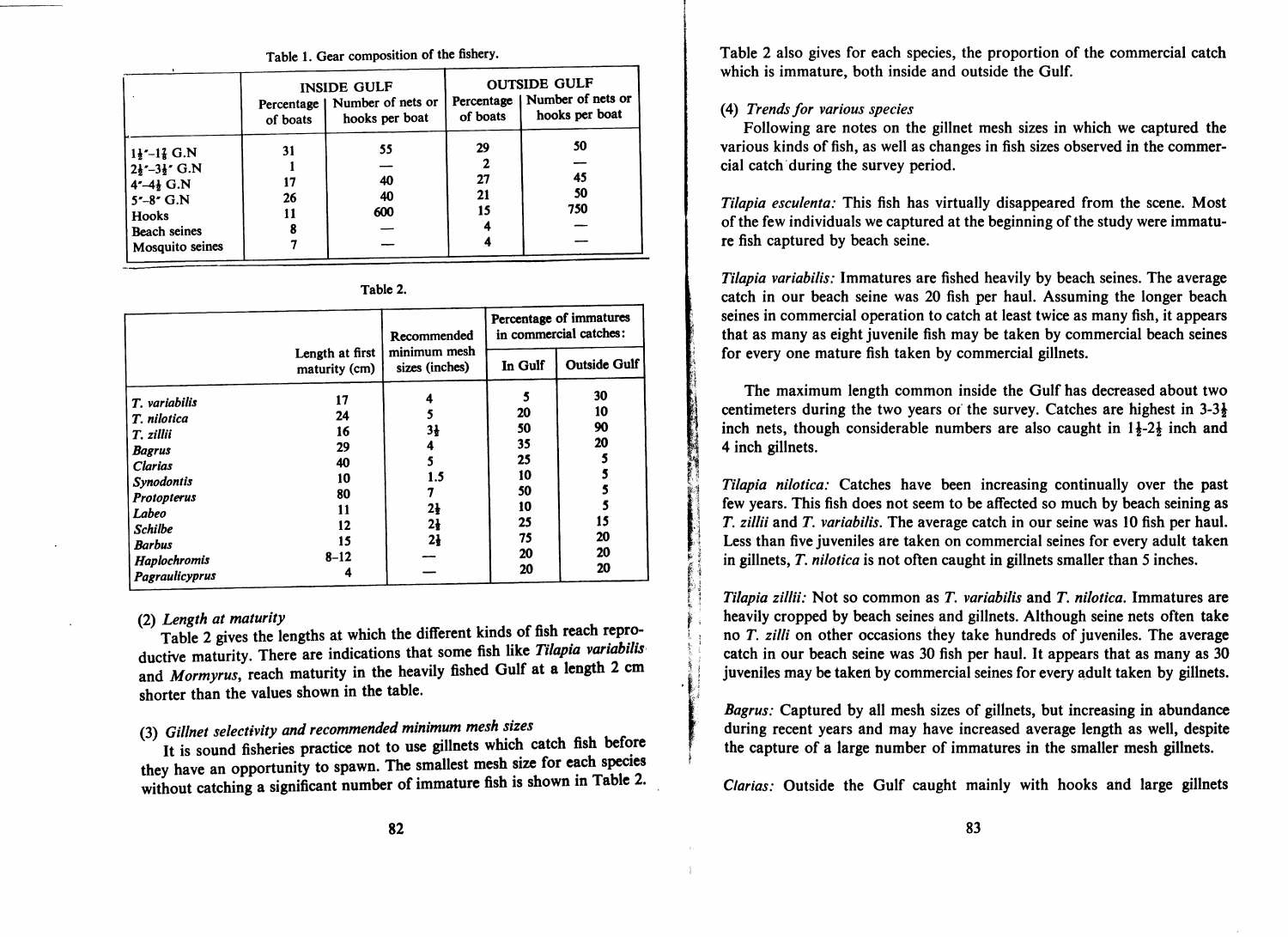Table 1. Gear composition of the fishery.

| | INSIDE GULF | | OUTSIDE GULF | |
|---|---|---|---|---|
| | Percentage of boats | Number of nets or hooks per boat | Percentage of boats | Number of nets or hooks per boat |
| 1½"-1¾ G.N | 31 | 55 | 29 | 50 |
| 2½"-3½" G.N | 1 | — | 2 | — |
| 4"-4½ G.N | 17 | 40 | 27 | 45 |
| 5"-8" G.N | 26 | 40 | 21 | 50 |
| Hooks | 11 | 600 | 15 | 750 |
| Beach seines | 8 | — | 4 | — |
| Mosquito seines | 7 | — | 4 | — |

Table 2.

| | Length at first maturity (cm) | Recommended minimum mesh sizes (inches) | Percentage of immatures in commercial catches: | |
|---|---|---|---|---|
| | | | In Gulf | Outside Gulf |
| *T. variabilis* | 17 | 4 | 5 | 30 |
| *T. nilotica* | 24 | 5 | 20 | 10 |
| *T. zillii* | 16 | 3½ | 50 | 90 |
| *Bagrus* | 29 | 4 | 35 | 20 |
| *Clarias* | 40 | 5 | 25 | 5 |
| *Synodontis* | 10 | 1.5 | 10 | 5 |
| *Protopterus* | 80 | 7 | 50 | 5 |
| *Labeo* | 11 | 2½ | 10 | 5 |
| *Schilbe* | 12 | 2½ | 25 | 15 |
| *Barbus* | 15 | 2½ | 75 | 20 |
| *Haplochromis* | 8-12 | — | 20 | 20 |
| *Pagraulicyprus* | 4 | — | 20 | 20 |

(2) *Length at maturity*

Table 2 gives the lengths at which the different kinds of fish reach reproductive maturity. There are indications that some fish like *Tilapia variabilis* and *Mormyrus*, reach maturity in the heavily fished Gulf at a length 2 cm shorter than the values shown in the table.

(3) *Gillnet selectivity and recommended minimum mesh sizes*

It is sound fisheries practice not to use gillnets which catch fish before they have an opportunity to spawn. The smallest mesh size for each species without catching a significant number of immature fish is shown in Table 2.

Table 2 also gives for each species, the proportion of the commercial catch which is immature, both inside and outside the Gulf.

(4) *Trends for various species*

Following are notes on the gillnet mesh sizes in which we captured the various kinds of fish, as well as changes in fish sizes observed in the commercial catch during the survey period.

*Tilapia esculenta:* This fish has virtually disappeared from the scene. Most of the few individuals we captured at the beginning of the study were immature fish captured by beach seine.

*Tilapia variabilis:* Immatures are fished heavily by beach seines. The average catch in our beach seine was 20 fish per haul. Assuming the longer beach seines in commercial operation to catch at least twice as many fish, it appears that as many as eight juvenile fish may be taken by commercial beach seines for every one mature fish taken by commercial gillnets.

The maximum length common inside the Gulf has decreased about two centimeters during the two years of the survey. Catches are highest in 3-3½ inch nets, though considerable numbers are also caught in 1½-2½ inch and 4 inch gillnets.

*Tilapia nilotica:* Catches have been increasing continually over the past few years. This fish does not seem to be affected so much by beach seining as *T. zillii* and *T. variabilis*. The average catch in our seine was 10 fish per haul. Less than five juveniles are taken on commercial seines for every adult taken in gillnets, *T. nilotica* is not often caught in gillnets smaller than 5 inches.

*Tilapia zillii:* Not so common as *T. variabilis* and *T. nilotica*. Immatures are heavily cropped by beach seines and gillnets. Although seine nets often take no *T. zilli* on other occasions they take hundreds of juveniles. The average catch in our beach seine was 30 fish per haul. It appears that as many as 30 juveniles may be taken by commercial seines for every adult taken by gillnets.

*Bagrus:* Captured by all mesh sizes of gillnets, but increasing in abundance during recent years and may have increased average length as well, despite the capture of a large number of immatures in the smaller mesh gillnets.

*Clarias:* Outside the Gulf caught mainly with hooks and large gillnets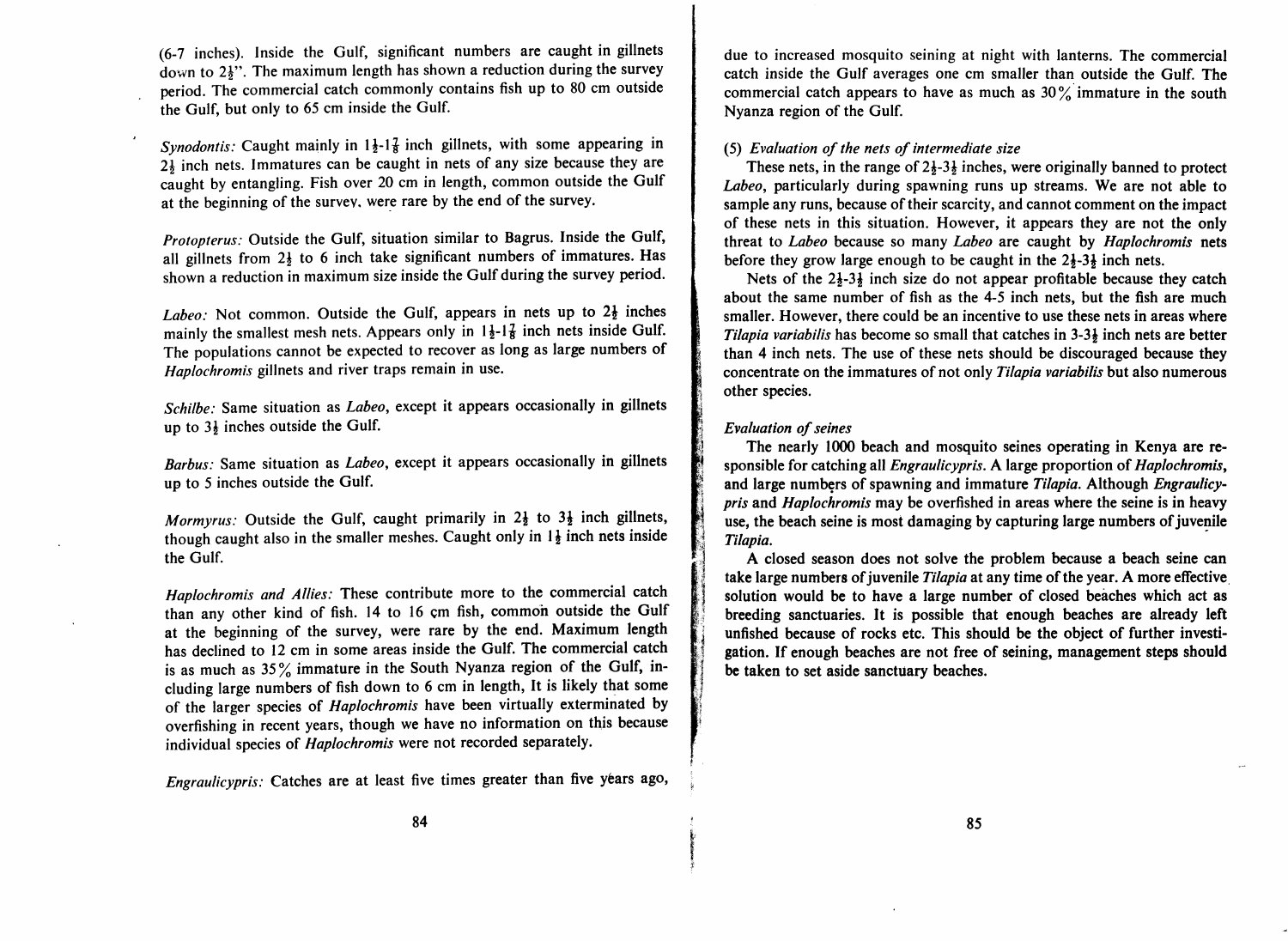(6-7 inches). Inside the Gulf, significant numbers are caught in gillnets down to 2½". The maximum length has shown a reduction during the survey period. The commercial catch commonly contains fish up to 80 cm outside the Gulf, but only to 65 cm inside the Gulf.

*Synodontis:* Caught mainly in 1½-1⅞ inch gillnets, with some appearing in 2½ inch nets. Immatures can be caught in nets of any size because they are caught by entangling. Fish over 20 cm in length, common outside the Gulf at the beginning of the survey, were rare by the end of the survey.

*Protopterus:* Outside the Gulf, situation similar to Bagrus. Inside the Gulf, all gillnets from 2½ to 6 inch take significant numbers of immatures. Has shown a reduction in maximum size inside the Gulf during the survey period.

*Labeo:* Not common. Outside the Gulf, appears in nets up to 2½ inches mainly the smallest mesh nets. Appears only in 1½-1⅞ inch nets inside Gulf. The populations cannot be expected to recover as long as large numbers of *Haplochromis* gillnets and river traps remain in use.

*Schilbe:* Same situation as *Labeo*, except it appears occasionally in gillnets up to 3½ inches outside the Gulf.

*Barbus:* Same situation as *Labeo*, except it appears occasionally in gillnets up to 5 inches outside the Gulf.

*Mormyrus:* Outside the Gulf, caught primarily in 2½ to 3½ inch gillnets, though caught also in the smaller meshes. Caught only in 1½ inch nets inside the Gulf.

*Haplochromis and Allies:* These contribute more to the commercial catch than any other kind of fish. 14 to 16 cm fish, common outside the Gulf at the beginning of the survey, were rare by the end. Maximum length has declined to 12 cm in some areas inside the Gulf. The commercial catch is as much as 35% immature in the South Nyanza region of the Gulf, including large numbers of fish down to 6 cm in length, It is likely that some of the larger species of *Haplochromis* have been virtually exterminated by overfishing in recent years, though we have no information on this because individual species of *Haplochromis* were not recorded separately.

*Engraulicypris:* Catches are at least five times greater than five years ago, due to increased mosquito seining at night with lanterns. The commercial catch inside the Gulf averages one cm smaller than outside the Gulf. The commercial catch appears to have as much as 30% immature in the south Nyanza region of the Gulf.

### (5) *Evaluation of the nets of intermediate size*

These nets, in the range of 2½-3½ inches, were originally banned to protect *Labeo*, particularly during spawning runs up streams. We are not able to sample any runs, because of their scarcity, and cannot comment on the impact of these nets in this situation. However, it appears they are not the only threat to *Labeo* because so many *Labeo* are caught by *Haplochromis* nets before they grow large enough to be caught in the 2½-3½ inch nets.

Nets of the 2½-3½ inch size do not appear profitable because they catch about the same number of fish as the 4-5 inch nets, but the fish are much smaller. However, there could be an incentive to use these nets in areas where *Tilapia variabilis* has become so small that catches in 3-3½ inch nets are better than 4 inch nets. The use of these nets should be discouraged because they concentrate on the immatures of not only *Tilapia variabilis* but also numerous other species.

### *Evaluation of seines*

The nearly 1000 beach and mosquito seines operating in Kenya are responsible for catching all *Engraulicypris*. A large proportion of *Haplochromis*, and large numbers of spawning and immature *Tilapia*. Although *Engraulicypris* and *Haplochromis* may be overfished in areas where the seine is in heavy use, the beach seine is most damaging by capturing large numbers of juvenile *Tilapia*.

A closed season does not solve the problem because a beach seine can take large numbers of juvenile *Tilapia* at any time of the year. A more effective solution would be to have a large number of closed beaches which act as breeding sanctuaries. It is possible that enough beaches are already left unfished because of rocks etc. This should be the object of further investigation. If enough beaches are not free of seining, management steps should be taken to set aside sanctuary beaches.